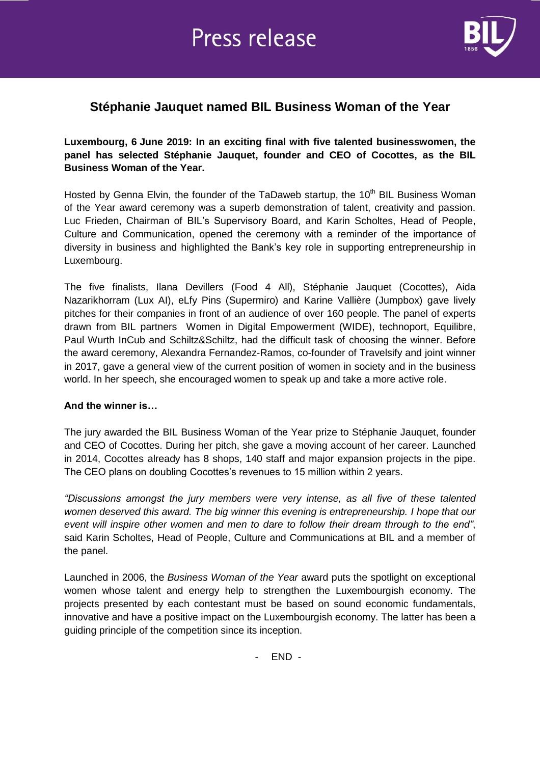Press release

# Stéphanie Jauquet named BIL Business Woman of the Year

**Luxembourg, 6 June 2019: In an exciting final with five talented businesswomen, the panel has selected Stéphanie Jauquet, founder and CEO of Cocottes, as the BIL Business Woman of the Year.**

Hosted by Genna Elvin, the founder of the TaDaweb startup, the 10th BIL Business Woman of the Year award ceremony was a superb demonstration of talent, creativity and passion. Luc Frieden, Chairman of BIL's Supervisory Board, and Karin Scholtes, Head of People, Culture and Communication, opened the ceremony with a reminder of the importance of diversity in business and highlighted the Bank's key role in supporting entrepreneurship in Luxembourg.

The five finalists, Ilana Devillers (Food 4 All), Stéphanie Jauquet (Cocottes), Aida Nazarikhorram (Lux AI), eLfy Pins (Supermiro) and Karine Vallière (Jumpbox) gave lively pitches for their companies in front of an audience of over 160 people. The panel of experts drawn from BIL partners Women in Digital Empowerment (WIDE), technoport, Equilibre, Paul Wurth InCub and Schiltz&Schiltz, had the difficult task of choosing the winner. Before the award ceremony, Alexandra Fernandez-Ramos, co-founder of Travelsify and joint winner in 2017, gave a general view of the current position of women in society and in the business world. In her speech, she encouraged women to speak up and take a more active role.

**And the winner is…**

The jury awarded the BIL Business Woman of the Year prize to Stéphanie Jauquet, founder and CEO of Cocottes. During her pitch, she gave a moving account of her career. Launched in 2014, Cocottes already has 8 shops, 140 staff and major expansion projects in the pipe. The CEO plans on doubling Cocottes's revenues to 15 million within 2 years.

*"Discussions amongst the jury members were very intense, as all five of these talented women deserved this award. The big winner this evening is entrepreneurship. I hope that our event will inspire other women and men to dare to follow their dream through to the end"*, said Karin Scholtes, Head of People, Culture and Communications at BIL and a member of the panel.

Launched in 2006, the *Business Woman of the Year* award puts the spotlight on exceptional women whose talent and energy help to strengthen the Luxembourgish economy. The projects presented by each contestant must be based on sound economic fundamentals, innovative and have a positive impact on the Luxembourgish economy. The latter has been a guiding principle of the competition since its inception.

\- END -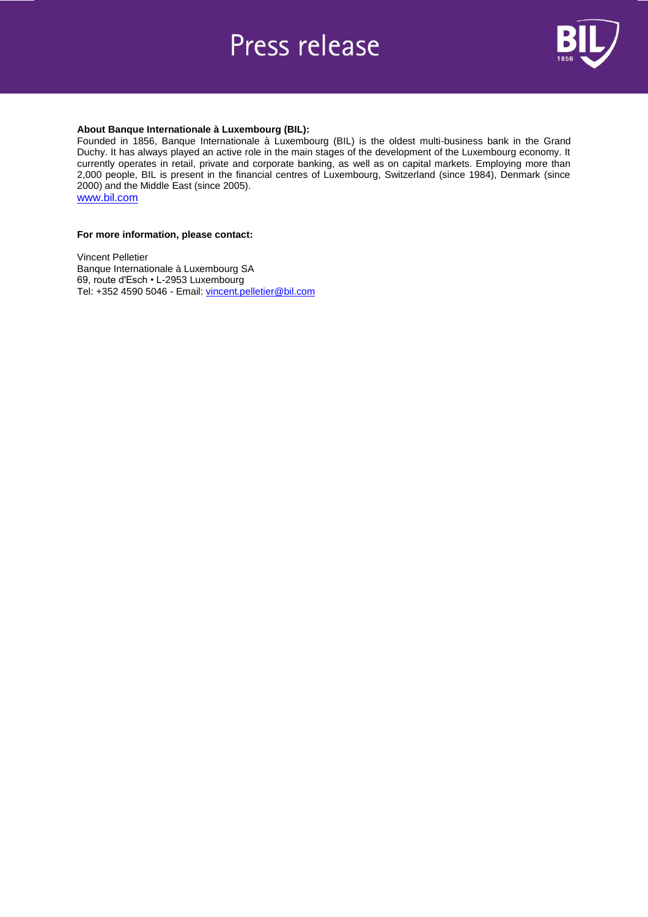**About Banque Internationale à Luxembourg (BIL):**
Founded in 1856, Banque Internationale à Luxembourg (BIL) is the oldest multi-business bank in the Grand Duchy. It has always played an active role in the main stages of the development of the Luxembourg economy. It currently operates in retail, private and corporate banking, as well as on capital markets. Employing more than 2,000 people, BIL is present in the financial centres of Luxembourg, Switzerland (since 1984), Denmark (since 2000) and the Middle East (since 2005).
www.bil.com

**For more information, please contact:**

Vincent Pelletier
Banque Internationale à Luxembourg SA
69, route d'Esch • L-2953 Luxembourg
Tel: +352 4590 5046 - Email: vincent.pelletier@bil.com